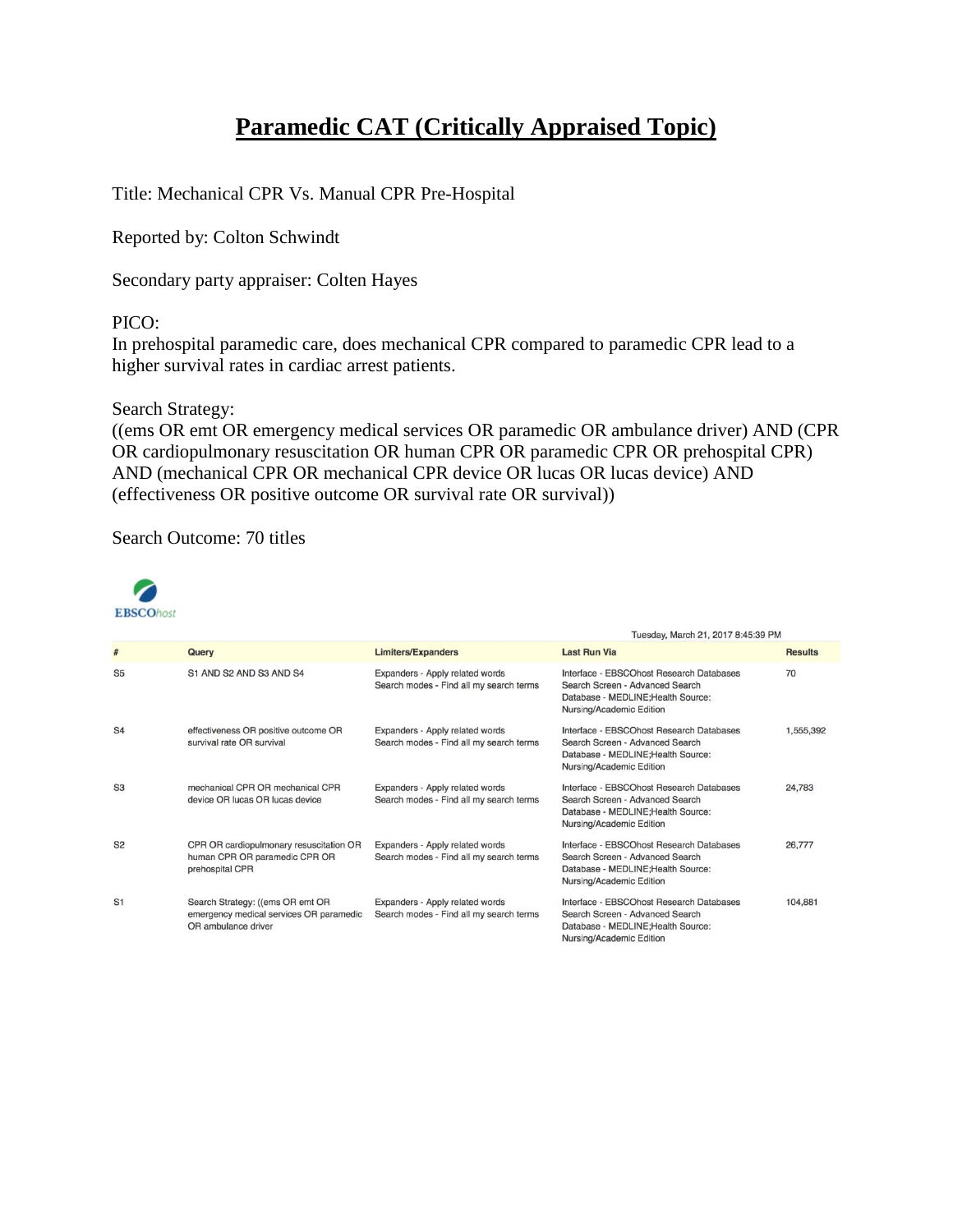# Paramedic CAT (Critically Appraised Topic)

Title: Mechanical CPR Vs. Manual CPR Pre-Hospital

Reported by: Colton Schwindt

Secondary party appraiser: Colten Hayes

PICO:
In prehospital paramedic care, does mechanical CPR compared to paramedic CPR lead to a higher survival rates in cardiac arrest patients.

Search Strategy:
((ems OR emt OR emergency medical services OR paramedic OR ambulance driver) AND (CPR OR cardiopulmonary resuscitation OR human CPR OR paramedic CPR OR prehospital CPR) AND (mechanical CPR OR mechanical CPR device OR lucas OR lucas device) AND (effectiveness OR positive outcome OR survival rate OR survival))

Search Outcome: 70 titles

EBSCOhost

Tuesday, March 21, 2017 8:45:39 PM

| # | Query | Limiters/Expanders | Last Run Via | Results |
|---|---|---|---|---|
| S5 | S1 AND S2 AND S3 AND S4 | Expanders - Apply related words Search modes - Find all my search terms | Interface - EBSCOhost Research Databases Search Screen - Advanced Search Database - MEDLINE;Health Source: Nursing/Academic Edition | 70 |
| S4 | effectiveness OR positive outcome OR survival rate OR survival | Expanders - Apply related words Search modes - Find all my search terms | Interface - EBSCOhost Research Databases Search Screen - Advanced Search Database - MEDLINE;Health Source: Nursing/Academic Edition | 1,555,392 |
| S3 | mechanical CPR OR mechanical CPR device OR lucas OR lucas device | Expanders - Apply related words Search modes - Find all my search terms | Interface - EBSCOhost Research Databases Search Screen - Advanced Search Database - MEDLINE;Health Source: Nursing/Academic Edition | 24,783 |
| S2 | CPR OR cardiopulmonary resuscitation OR human CPR OR paramedic CPR OR prehospital CPR | Expanders - Apply related words Search modes - Find all my search terms | Interface - EBSCOhost Research Databases Search Screen - Advanced Search Database - MEDLINE;Health Source: Nursing/Academic Edition | 26,777 |
| S1 | Search Strategy: ((ems OR emt OR emergency medical services OR paramedic OR ambulance driver | Expanders - Apply related words Search modes - Find all my search terms | Interface - EBSCOhost Research Databases Search Screen - Advanced Search Database - MEDLINE;Health Source: Nursing/Academic Edition | 104,881 |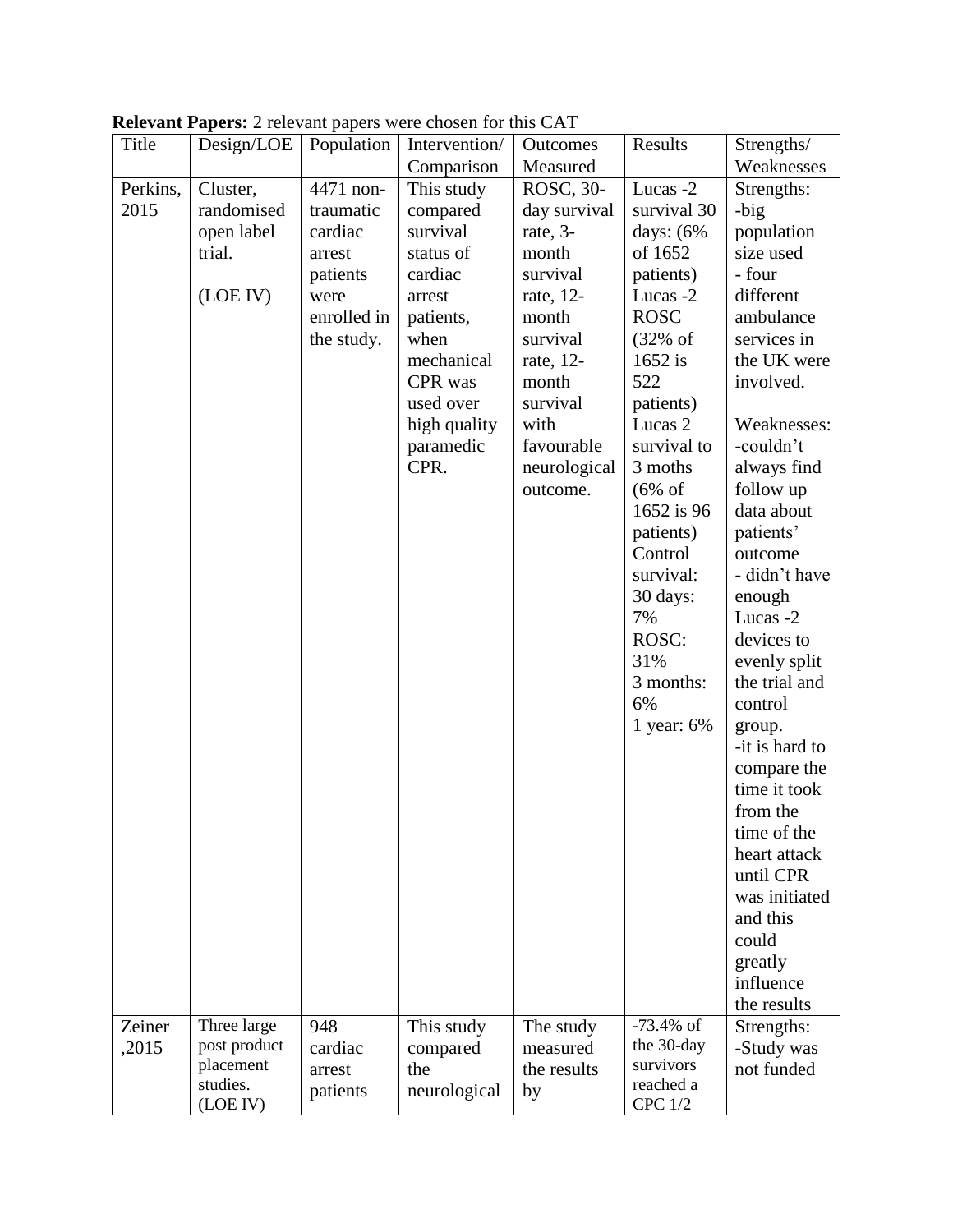**Relevant Papers:** 2 relevant papers were chosen for this CAT

| Title | Design/LOE | Population | Intervention/ Comparison | Outcomes Measured | Results | Strengths/ Weaknesses |
|---|---|---|---|---|---|---|
| Perkins, 2015 | Cluster, randomised open label trial.<br><br>(LOE IV) | 4471 non-traumatic cardiac arrest patients were enrolled in the study. | This study compared survival status of cardiac arrest patients, when mechanical CPR was used over high quality paramedic CPR. | ROSC, 30-day survival rate, 3-month survival rate, 12-month survival rate, 12-month survival with favourable neurological outcome. | Lucas -2 survival 30 days: (6% of 1652 patients)<br>Lucas -2 ROSC (32% of 1652 is 522 patients)<br>Lucas 2 survival to 3 moths (6% of 1652 is 96 patients)<br>Control survival:<br>30 days: 7%<br>ROSC: 31%<br>3 months: 6%<br>1 year: 6% | Strengths:<br>-big population size used<br>- four different ambulance services in the UK were involved.<br><br>Weaknesses:<br>-couldn't always find follow up data about patients' outcome<br>- didn't have enough Lucas -2 devices to evenly split the trial and control group.<br>-it is hard to compare the time it took from the time of the heart attack until CPR was initiated and this could greatly influence the results |
| Zeiner ,2015 | Three large post product placement studies.<br>(LOE IV) | 948 cardiac arrest patients | This study compared the neurological | The study measured the results by | -73.4% of the 30-day survivors reached a CPC 1/2 | Strengths:<br>-Study was not funded |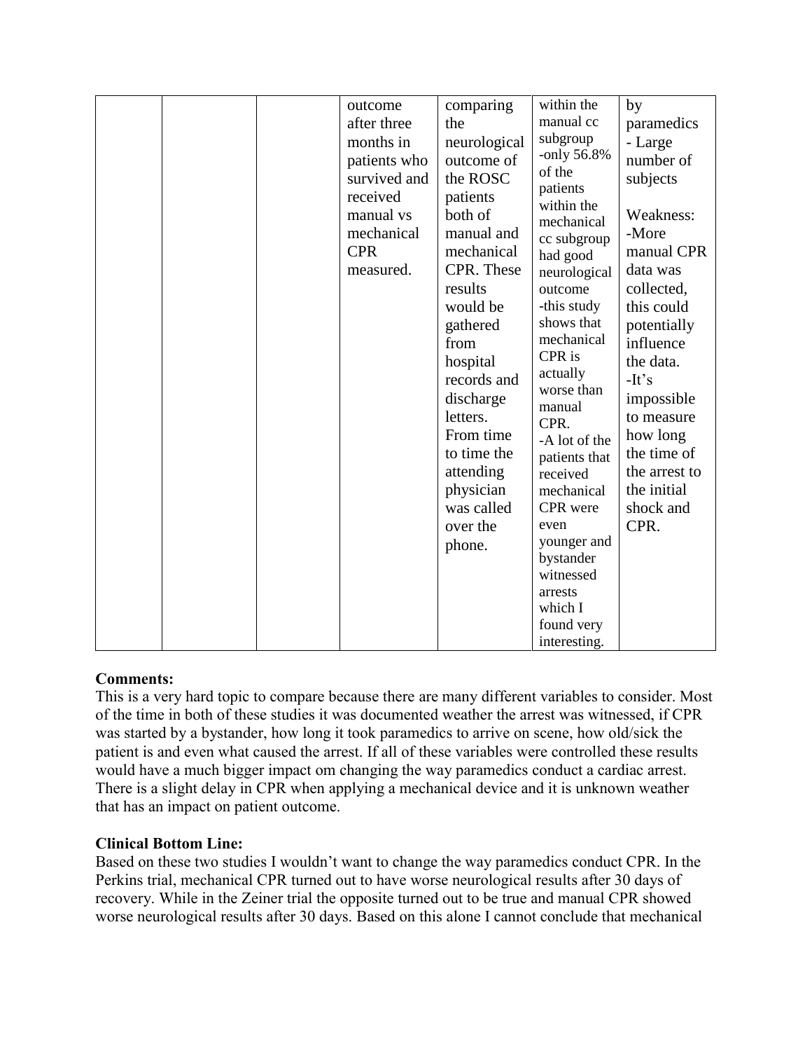|  |  |  | outcome after three months in patients who survived and received manual vs mechanical CPR measured. | comparing the neurological outcome of the ROSC patients both of manual and mechanical CPR. These results would be gathered from hospital records and discharge letters. From time to time the attending physician was called over the phone. | within the manual cc subgroup -only 56.8% of the patients within the mechanical cc subgroup had good neurological outcome -this study shows that mechanical CPR is actually worse than manual CPR. -A lot of the patients that received mechanical CPR were even younger and bystander witnessed arrests which I found very interesting. | by paramedics - Large number of subjects<br><br>Weakness: -More manual CPR data was collected, this could potentially influence the data. -It's impossible to measure how long the time of the arrest to the initial shock and CPR. |

**Comments:**

This is a very hard topic to compare because there are many different variables to consider. Most of the time in both of these studies it was documented weather the arrest was witnessed, if CPR was started by a bystander, how long it took paramedics to arrive on scene, how old/sick the patient is and even what caused the arrest. If all of these variables were controlled these results would have a much bigger impact om changing the way paramedics conduct a cardiac arrest. There is a slight delay in CPR when applying a mechanical device and it is unknown weather that has an impact on patient outcome.

**Clinical Bottom Line:**

Based on these two studies I wouldn't want to change the way paramedics conduct CPR. In the Perkins trial, mechanical CPR turned out to have worse neurological results after 30 days of recovery. While in the Zeiner trial the opposite turned out to be true and manual CPR showed worse neurological results after 30 days. Based on this alone I cannot conclude that mechanical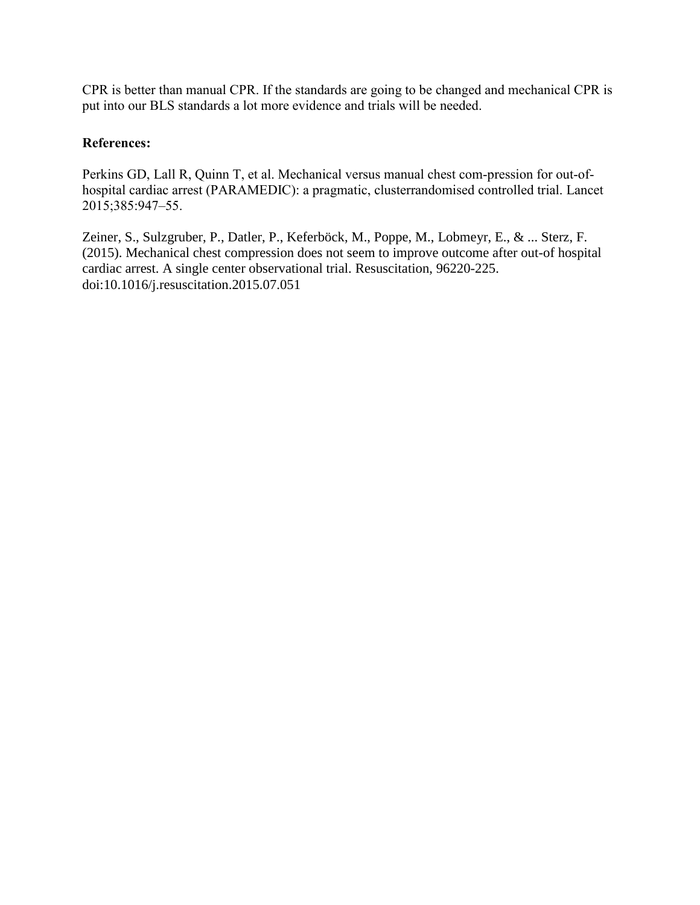CPR is better than manual CPR. If the standards are going to be changed and mechanical CPR is put into our BLS standards a lot more evidence and trials will be needed.

**References:**

Perkins GD, Lall R, Quinn T, et al. Mechanical versus manual chest com-pression for out-of-hospital cardiac arrest (PARAMEDIC): a pragmatic, clusterrandomised controlled trial. Lancet 2015;385:947–55.

Zeiner, S., Sulzgruber, P., Datler, P., Keferböck, M., Poppe, M., Lobmeyr, E., & ... Sterz, F. (2015). Mechanical chest compression does not seem to improve outcome after out-of hospital cardiac arrest. A single center observational trial. Resuscitation, 96220-225. doi:10.1016/j.resuscitation.2015.07.051